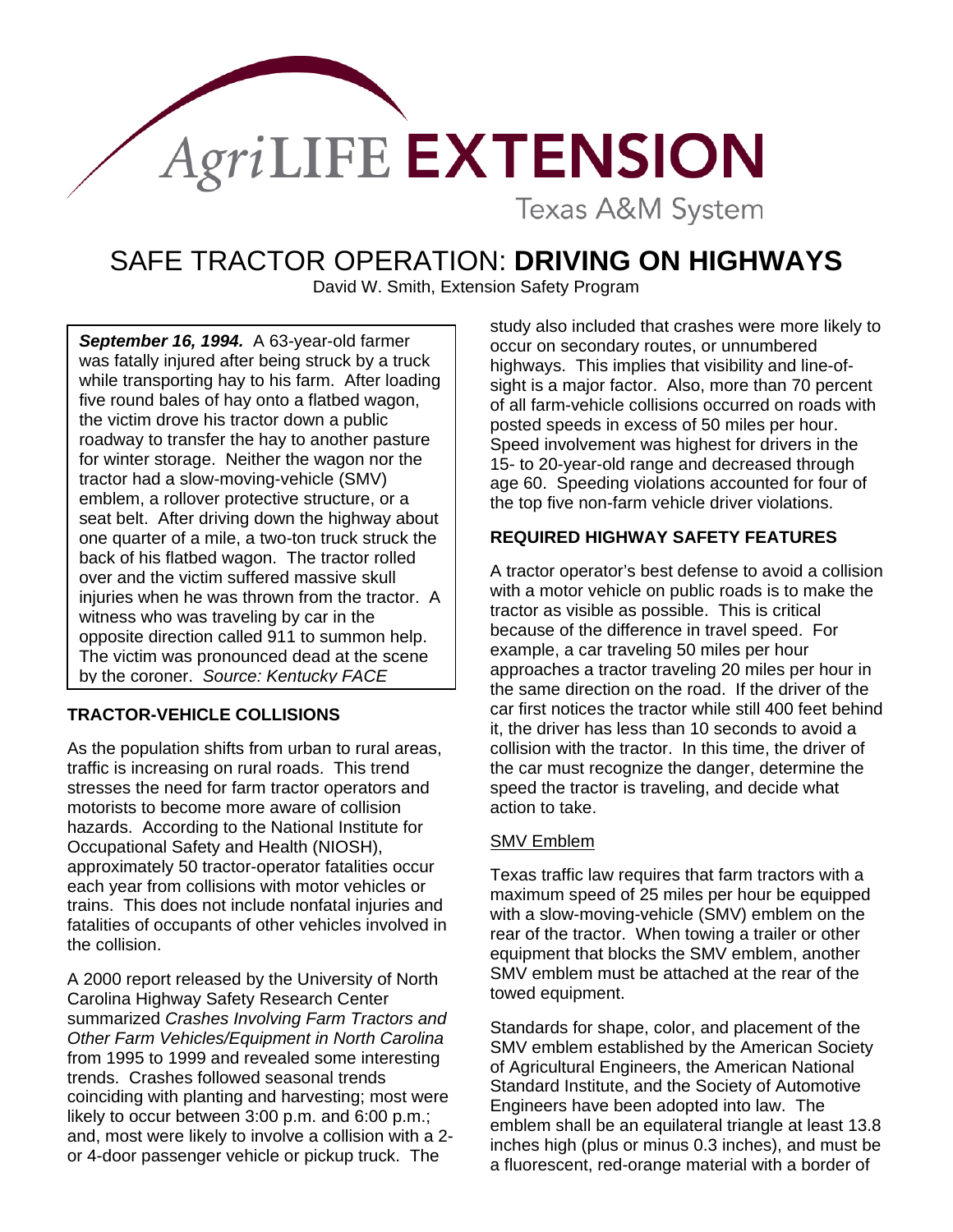AgriLIFE EXTENSION

Texas A&M System

# SAFE TRACTOR OPERATION: **DRIVING ON HIGHWAYS**

David W. Smith, Extension Safety Program

***September 16, 1994.*** A 63-year-old farmer was fatally injured after being struck by a truck while transporting hay to his farm. After loading five round bales of hay onto a flatbed wagon, the victim drove his tractor down a public roadway to transfer the hay to another pasture for winter storage. Neither the wagon nor the tractor had a slow-moving-vehicle (SMV) emblem, a rollover protective structure, or a seat belt. After driving down the highway about one quarter of a mile, a two-ton truck struck the back of his flatbed wagon. The tractor rolled over and the victim suffered massive skull injuries when he was thrown from the tractor. A witness who was traveling by car in the opposite direction called 911 to summon help. The victim was pronounced dead at the scene by the coroner. *Source: Kentucky FACE*

## TRACTOR-VEHICLE COLLISIONS

As the population shifts from urban to rural areas, traffic is increasing on rural roads. This trend stresses the need for farm tractor operators and motorists to become more aware of collision hazards. According to the National Institute for Occupational Safety and Health (NIOSH), approximately 50 tractor-operator fatalities occur each year from collisions with motor vehicles or trains. This does not include nonfatal injuries and fatalities of occupants of other vehicles involved in the collision.

A 2000 report released by the University of North Carolina Highway Safety Research Center summarized *Crashes Involving Farm Tractors and Other Farm Vehicles/Equipment in North Carolina* from 1995 to 1999 and revealed some interesting trends. Crashes followed seasonal trends coinciding with planting and harvesting; most were likely to occur between 3:00 p.m. and 6:00 p.m.; and, most were likely to involve a collision with a 2- or 4-door passenger vehicle or pickup truck. The study also included that crashes were more likely to occur on secondary routes, or unnumbered highways. This implies that visibility and line-of-sight is a major factor. Also, more than 70 percent of all farm-vehicle collisions occurred on roads with posted speeds in excess of 50 miles per hour. Speed involvement was highest for drivers in the 15- to 20-year-old range and decreased through age 60. Speeding violations accounted for four of the top five non-farm vehicle driver violations.

## REQUIRED HIGHWAY SAFETY FEATURES

A tractor operator's best defense to avoid a collision with a motor vehicle on public roads is to make the tractor as visible as possible. This is critical because of the difference in travel speed. For example, a car traveling 50 miles per hour approaches a tractor traveling 20 miles per hour in the same direction on the road. If the driver of the car first notices the tractor while still 400 feet behind it, the driver has less than 10 seconds to avoid a collision with the tractor. In this time, the driver of the car must recognize the danger, determine the speed the tractor is traveling, and decide what action to take.

### SMV Emblem

Texas traffic law requires that farm tractors with a maximum speed of 25 miles per hour be equipped with a slow-moving-vehicle (SMV) emblem on the rear of the tractor. When towing a trailer or other equipment that blocks the SMV emblem, another SMV emblem must be attached at the rear of the towed equipment.

Standards for shape, color, and placement of the SMV emblem established by the American Society of Agricultural Engineers, the American National Standard Institute, and the Society of Automotive Engineers have been adopted into law. The emblem shall be an equilateral triangle at least 13.8 inches high (plus or minus 0.3 inches), and must be a fluorescent, red-orange material with a border of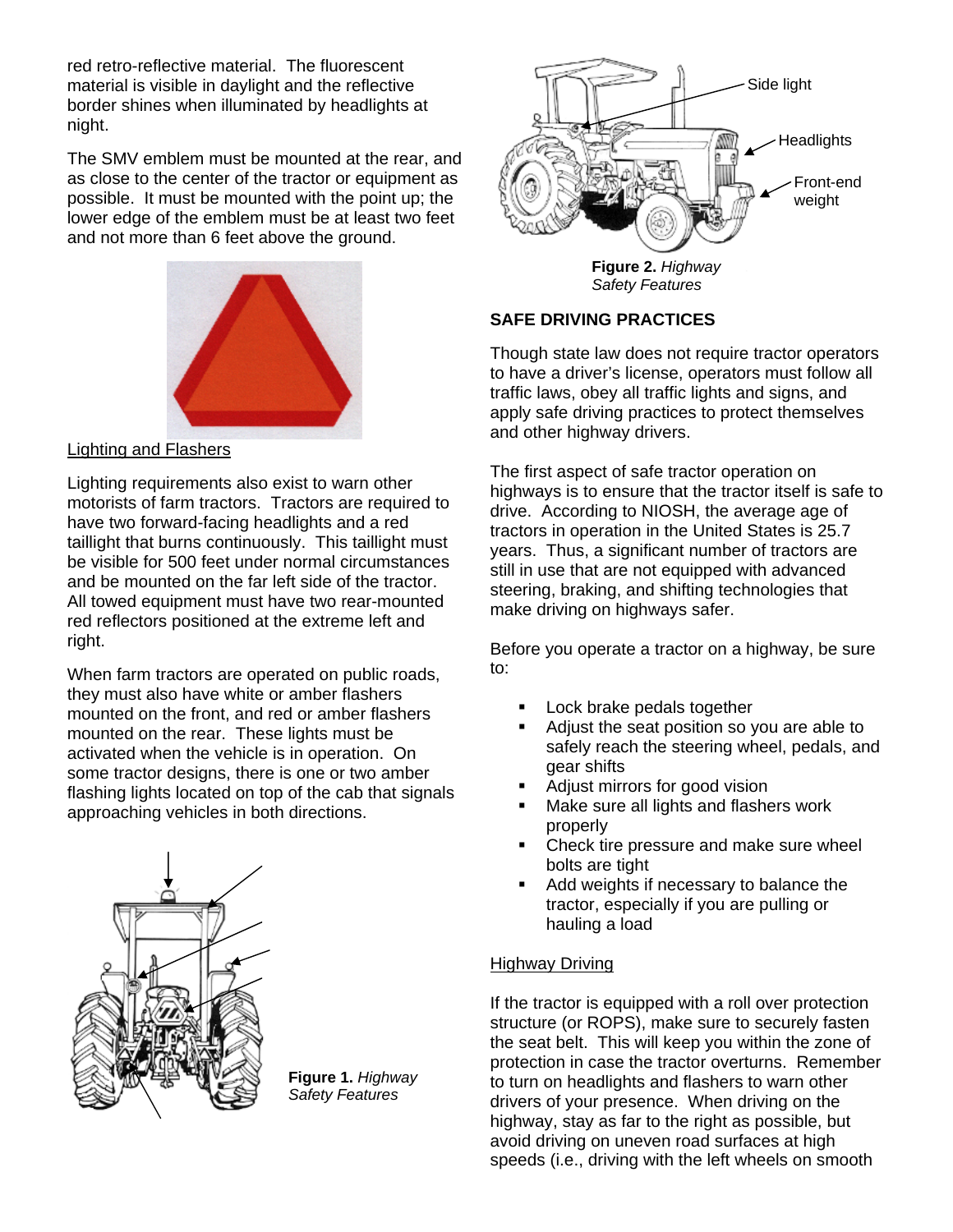red retro-reflective material. The fluorescent material is visible in daylight and the reflective border shines when illuminated by headlights at night.

The SMV emblem must be mounted at the rear, and as close to the center of the tractor or equipment as possible. It must be mounted with the point up; the lower edge of the emblem must be at least two feet and not more than 6 feet above the ground.

Lighting and Flashers

Lighting requirements also exist to warn other motorists of farm tractors. Tractors are required to have two forward-facing headlights and a red taillight that burns continuously. This taillight must be visible for 500 feet under normal circumstances and be mounted on the far left side of the tractor. All towed equipment must have two rear-mounted red reflectors positioned at the extreme left and right.

When farm tractors are operated on public roads, they must also have white or amber flashers mounted on the front, and red or amber flashers mounted on the rear. These lights must be activated when the vehicle is in operation. On some tractor designs, there is one or two amber flashing lights located on top of the cab that signals approaching vehicles in both directions.

**Figure 1.** *Highway Safety Features*

Side light

Headlights

Front-end weight

**Figure 2.** *Highway Safety Features*

**SAFE DRIVING PRACTICES**

Though state law does not require tractor operators to have a driver's license, operators must follow all traffic laws, obey all traffic lights and signs, and apply safe driving practices to protect themselves and other highway drivers.

The first aspect of safe tractor operation on highways is to ensure that the tractor itself is safe to drive. According to NIOSH, the average age of tractors in operation in the United States is 25.7 years. Thus, a significant number of tractors are still in use that are not equipped with advanced steering, braking, and shifting technologies that make driving on highways safer.

Before you operate a tractor on a highway, be sure to:

- Lock brake pedals together
- Adjust the seat position so you are able to safely reach the steering wheel, pedals, and gear shifts
- Adjust mirrors for good vision
- Make sure all lights and flashers work properly
- Check tire pressure and make sure wheel bolts are tight
- Add weights if necessary to balance the tractor, especially if you are pulling or hauling a load

Highway Driving

If the tractor is equipped with a roll over protection structure (or ROPS), make sure to securely fasten the seat belt. This will keep you within the zone of protection in case the tractor overturns. Remember to turn on headlights and flashers to warn other drivers of your presence. When driving on the highway, stay as far to the right as possible, but avoid driving on uneven road surfaces at high speeds (i.e., driving with the left wheels on smooth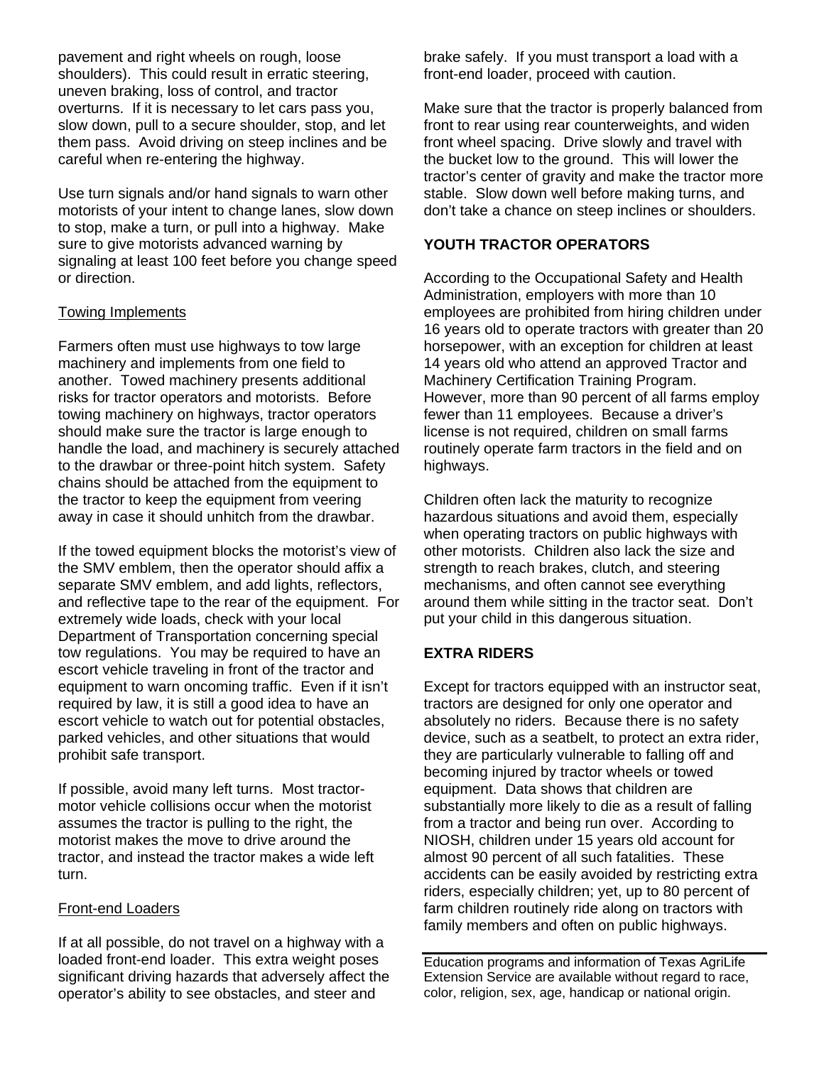pavement and right wheels on rough, loose shoulders). This could result in erratic steering, uneven braking, loss of control, and tractor overturns. If it is necessary to let cars pass you, slow down, pull to a secure shoulder, stop, and let them pass. Avoid driving on steep inclines and be careful when re-entering the highway.

Use turn signals and/or hand signals to warn other motorists of your intent to change lanes, slow down to stop, make a turn, or pull into a highway. Make sure to give motorists advanced warning by signaling at least 100 feet before you change speed or direction.

### Towing Implements

Farmers often must use highways to tow large machinery and implements from one field to another. Towed machinery presents additional risks for tractor operators and motorists. Before towing machinery on highways, tractor operators should make sure the tractor is large enough to handle the load, and machinery is securely attached to the drawbar or three-point hitch system. Safety chains should be attached from the equipment to the tractor to keep the equipment from veering away in case it should unhitch from the drawbar.

If the towed equipment blocks the motorist's view of the SMV emblem, then the operator should affix a separate SMV emblem, and add lights, reflectors, and reflective tape to the rear of the equipment. For extremely wide loads, check with your local Department of Transportation concerning special tow regulations. You may be required to have an escort vehicle traveling in front of the tractor and equipment to warn oncoming traffic. Even if it isn't required by law, it is still a good idea to have an escort vehicle to watch out for potential obstacles, parked vehicles, and other situations that would prohibit safe transport.

If possible, avoid many left turns. Most tractor-motor vehicle collisions occur when the motorist assumes the tractor is pulling to the right, the motorist makes the move to drive around the tractor, and instead the tractor makes a wide left turn.

### Front-end Loaders

If at all possible, do not travel on a highway with a loaded front-end loader. This extra weight poses significant driving hazards that adversely affect the operator's ability to see obstacles, and steer and brake safely. If you must transport a load with a front-end loader, proceed with caution.

Make sure that the tractor is properly balanced from front to rear using rear counterweights, and widen front wheel spacing. Drive slowly and travel with the bucket low to the ground. This will lower the tractor's center of gravity and make the tractor more stable. Slow down well before making turns, and don't take a chance on steep inclines or shoulders.

## YOUTH TRACTOR OPERATORS

According to the Occupational Safety and Health Administration, employers with more than 10 employees are prohibited from hiring children under 16 years old to operate tractors with greater than 20 horsepower, with an exception for children at least 14 years old who attend an approved Tractor and Machinery Certification Training Program. However, more than 90 percent of all farms employ fewer than 11 employees. Because a driver's license is not required, children on small farms routinely operate farm tractors in the field and on highways.

Children often lack the maturity to recognize hazardous situations and avoid them, especially when operating tractors on public highways with other motorists. Children also lack the size and strength to reach brakes, clutch, and steering mechanisms, and often cannot see everything around them while sitting in the tractor seat. Don't put your child in this dangerous situation.

## EXTRA RIDERS

Except for tractors equipped with an instructor seat, tractors are designed for only one operator and absolutely no riders. Because there is no safety device, such as a seatbelt, to protect an extra rider, they are particularly vulnerable to falling off and becoming injured by tractor wheels or towed equipment. Data shows that children are substantially more likely to die as a result of falling from a tractor and being run over. According to NIOSH, children under 15 years old account for almost 90 percent of all such fatalities. These accidents can be easily avoided by restricting extra riders, especially children; yet, up to 80 percent of farm children routinely ride along on tractors with family members and often on public highways.

---

Education programs and information of Texas AgriLife Extension Service are available without regard to race, color, religion, sex, age, handicap or national origin.